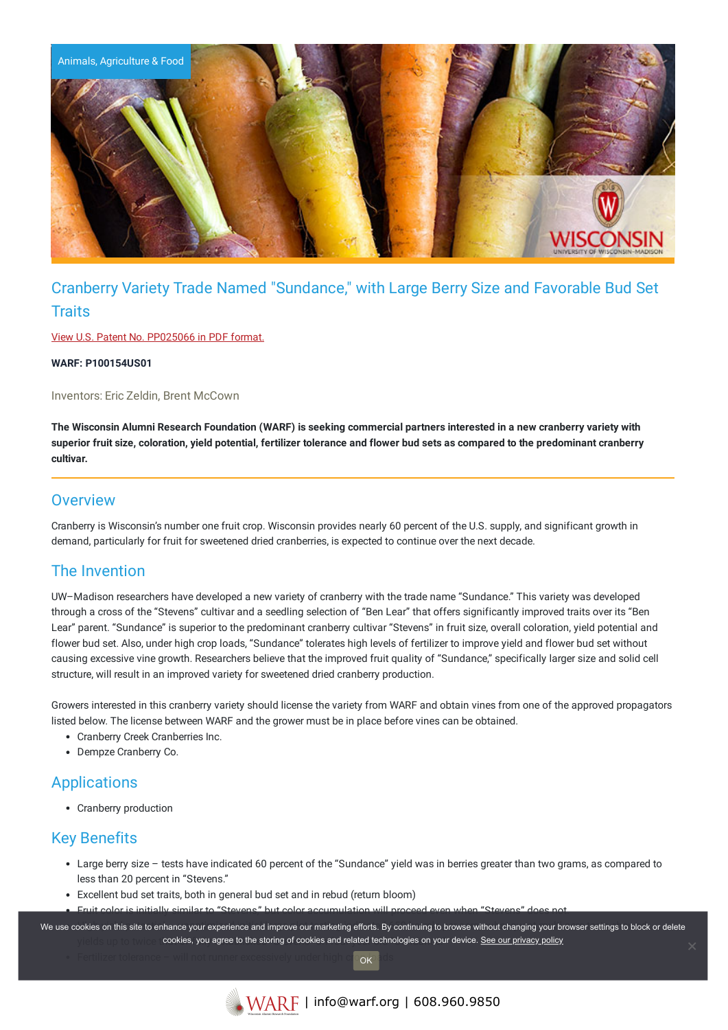Animals, Agriculture & Food

# Cranberry Variety Trade Named "Sundance," with Large Berry Size and Favorable Bud Set Traits

View U.S. Patent No. PP025066 in PDF format.

**WARF: P100154US01**

Inventors: Eric Zeldin, Brent McCown

**The Wisconsin Alumni Research Foundation (WARF) is seeking commercial partners interested in a new cranberry variety with superior fruit size, coloration, yield potential, fertilizer tolerance and flower bud sets as compared to the predominant cranberry cultivar.**

## Overview

Cranberry is Wisconsin's number one fruit crop. Wisconsin provides nearly 60 percent of the U.S. supply, and significant growth in demand, particularly for fruit for sweetened dried cranberries, is expected to continue over the next decade.

## The Invention

UW–Madison researchers have developed a new variety of cranberry with the trade name "Sundance." This variety was developed through a cross of the "Stevens" cultivar and a seedling selection of "Ben Lear" that offers significantly improved traits over its "Ben Lear" parent. "Sundance" is superior to the predominant cranberry cultivar "Stevens" in fruit size, overall coloration, yield potential and flower bud set. Also, under high crop loads, "Sundance" tolerates high levels of fertilizer to improve yield and flower bud set without causing excessive vine growth. Researchers believe that the improved fruit quality of "Sundance," specifically larger size and solid cell structure, will result in an improved variety for sweetened dried cranberry production.

Growers interested in this cranberry variety should license the variety from WARF and obtain vines from one of the approved propagators listed below. The license between WARF and the grower must be in place before vines can be obtained.

- Cranberry Creek Cranberries Inc.
- Dempze Cranberry Co.

## Applications

- Cranberry production

## Key Benefits

- Large berry size – tests have indicated 60 percent of the "Sundance" yield was in berries greater than two grams, as compared to less than 20 percent in "Stevens."
- Excellent bud set traits, both in general bud set and in rebud (return bloom)
- Fruit color is initially similar to "Stevens" but color accumulation will proceed even when "Stevens" does not
- Yields up to twice ...
- Fertilizer tolerance – will not runner excessively under high c... ds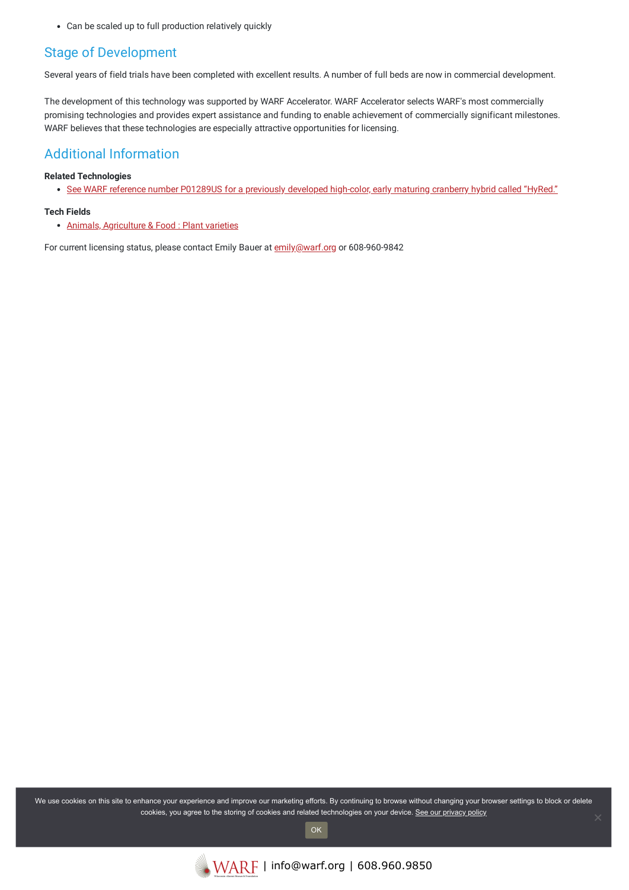- Can be scaled up to full production relatively quickly

## Stage of Development

Several years of field trials have been completed with excellent results. A number of full beds are now in commercial development.

The development of this technology was supported by WARF Accelerator. WARF Accelerator selects WARF's most commercially promising technologies and provides expert assistance and funding to enable achievement of commercially significant milestones. WARF believes that these technologies are especially attractive opportunities for licensing.

## Additional Information

**Related Technologies**

- See WARF reference number P01289US for a previously developed high-color, early maturing cranberry hybrid called "HyRed."

**Tech Fields**

- Animals, Agriculture & Food : Plant varieties

For current licensing status, please contact Emily Bauer at emily@warf.org or 608-960-9842